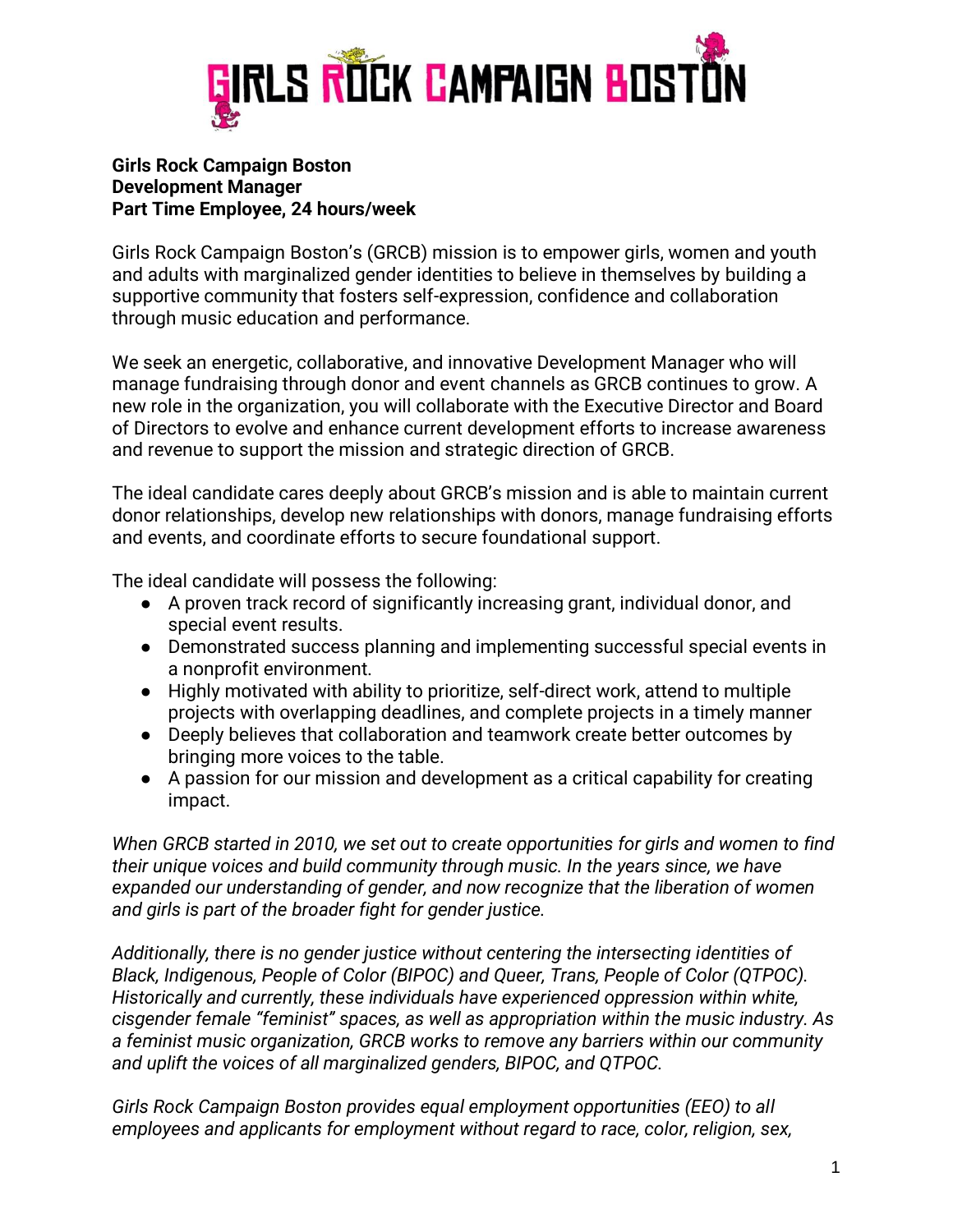# GIRLS ROCK CAMPAIGN BOSTON

**Girls Rock Campaign Boston**
**Development Manager**
**Part Time Employee, 24 hours/week**

Girls Rock Campaign Boston's (GRCB) mission is to empower girls, women and youth and adults with marginalized gender identities to believe in themselves by building a supportive community that fosters self-expression, confidence and collaboration through music education and performance.

We seek an energetic, collaborative, and innovative Development Manager who will manage fundraising through donor and event channels as GRCB continues to grow. A new role in the organization, you will collaborate with the Executive Director and Board of Directors to evolve and enhance current development efforts to increase awareness and revenue to support the mission and strategic direction of GRCB.

The ideal candidate cares deeply about GRCB's mission and is able to maintain current donor relationships, develop new relationships with donors, manage fundraising efforts and events, and coordinate efforts to secure foundational support.

The ideal candidate will possess the following:

- A proven track record of significantly increasing grant, individual donor, and special event results.
- Demonstrated success planning and implementing successful special events in a nonprofit environment.
- Highly motivated with ability to prioritize, self-direct work, attend to multiple projects with overlapping deadlines, and complete projects in a timely manner
- Deeply believes that collaboration and teamwork create better outcomes by bringing more voices to the table.
- A passion for our mission and development as a critical capability for creating impact.

*When GRCB started in 2010, we set out to create opportunities for girls and women to find their unique voices and build community through music. In the years since, we have expanded our understanding of gender, and now recognize that the liberation of women and girls is part of the broader fight for gender justice.*

*Additionally, there is no gender justice without centering the intersecting identities of Black, Indigenous, People of Color (BIPOC) and Queer, Trans, People of Color (QTPOC). Historically and currently, these individuals have experienced oppression within white, cisgender female "feminist" spaces, as well as appropriation within the music industry. As a feminist music organization, GRCB works to remove any barriers within our community and uplift the voices of all marginalized genders, BIPOC, and QTPOC.*

*Girls Rock Campaign Boston provides equal employment opportunities (EEO) to all employees and applicants for employment without regard to race, color, religion, sex,*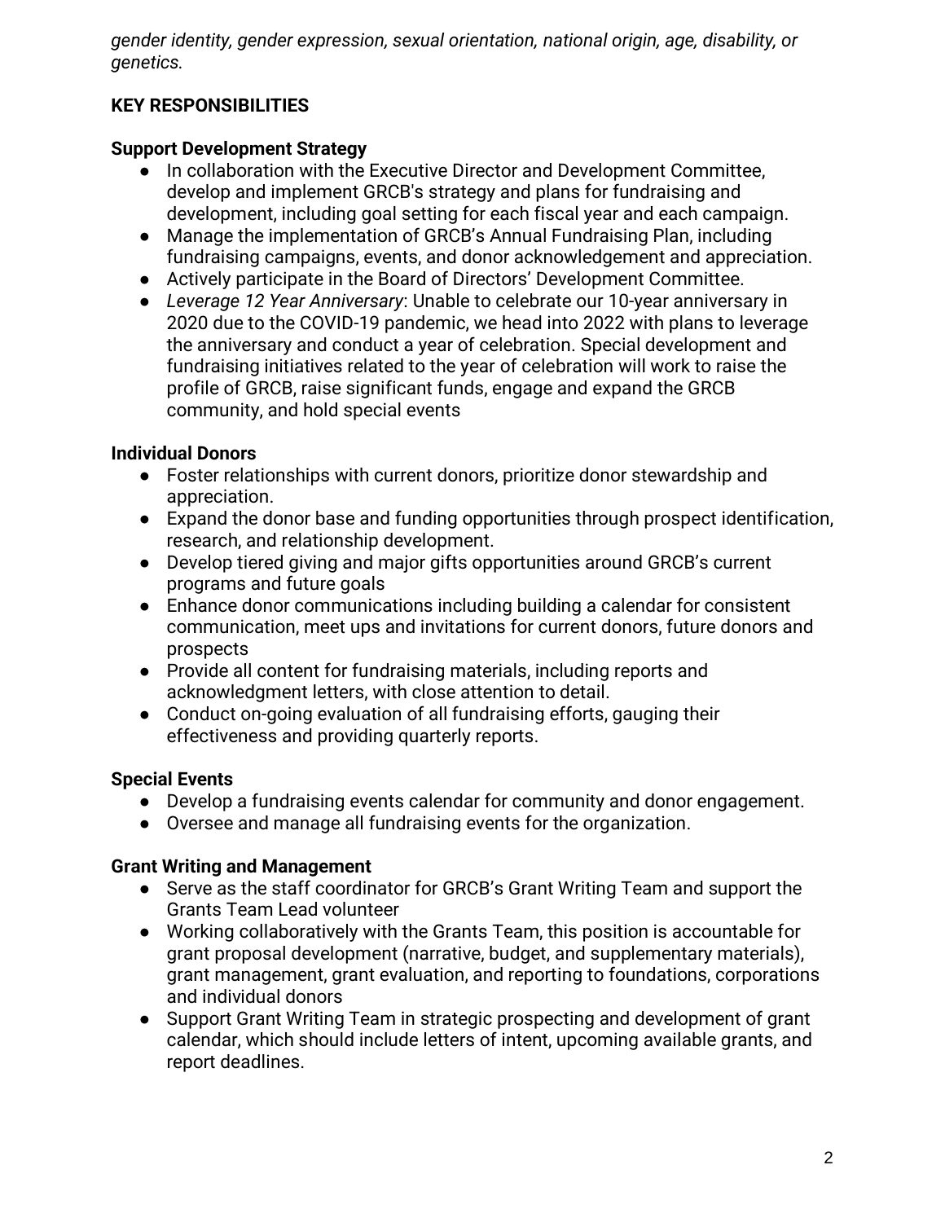*gender identity, gender expression, sexual orientation, national origin, age, disability, or genetics.*

## KEY RESPONSIBILITIES

### Support Development Strategy

- In collaboration with the Executive Director and Development Committee, develop and implement GRCB's strategy and plans for fundraising and development, including goal setting for each fiscal year and each campaign.
- Manage the implementation of GRCB's Annual Fundraising Plan, including fundraising campaigns, events, and donor acknowledgement and appreciation.
- Actively participate in the Board of Directors' Development Committee.
- *Leverage 12 Year Anniversary*: Unable to celebrate our 10-year anniversary in 2020 due to the COVID-19 pandemic, we head into 2022 with plans to leverage the anniversary and conduct a year of celebration. Special development and fundraising initiatives related to the year of celebration will work to raise the profile of GRCB, raise significant funds, engage and expand the GRCB community, and hold special events

### Individual Donors

- Foster relationships with current donors, prioritize donor stewardship and appreciation.
- Expand the donor base and funding opportunities through prospect identification, research, and relationship development.
- Develop tiered giving and major gifts opportunities around GRCB's current programs and future goals
- Enhance donor communications including building a calendar for consistent communication, meet ups and invitations for current donors, future donors and prospects
- Provide all content for fundraising materials, including reports and acknowledgment letters, with close attention to detail.
- Conduct on-going evaluation of all fundraising efforts, gauging their effectiveness and providing quarterly reports.

### Special Events

- Develop a fundraising events calendar for community and donor engagement.
- Oversee and manage all fundraising events for the organization.

### Grant Writing and Management

- Serve as the staff coordinator for GRCB's Grant Writing Team and support the Grants Team Lead volunteer
- Working collaboratively with the Grants Team, this position is accountable for grant proposal development (narrative, budget, and supplementary materials), grant management, grant evaluation, and reporting to foundations, corporations and individual donors
- Support Grant Writing Team in strategic prospecting and development of grant calendar, which should include letters of intent, upcoming available grants, and report deadlines.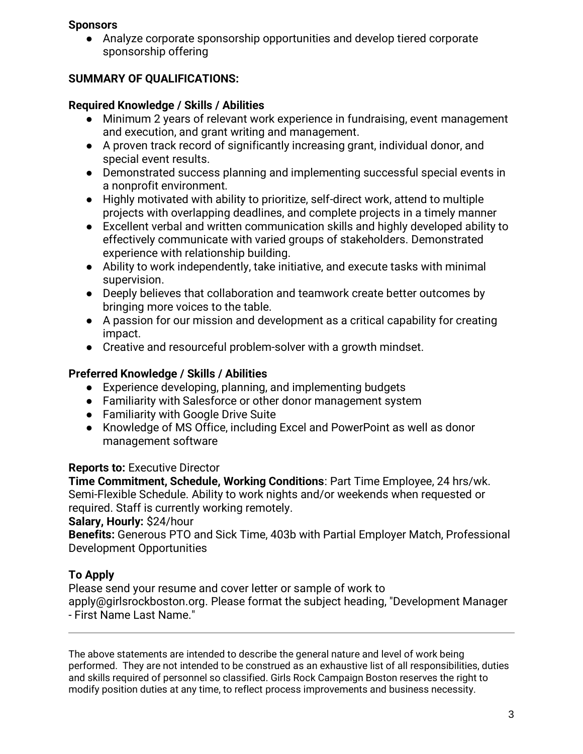**Sponsors**

- Analyze corporate sponsorship opportunities and develop tiered corporate sponsorship offering

**SUMMARY OF QUALIFICATIONS:**

**Required Knowledge / Skills / Abilities**

- Minimum 2 years of relevant work experience in fundraising, event management and execution, and grant writing and management.
- A proven track record of significantly increasing grant, individual donor, and special event results.
- Demonstrated success planning and implementing successful special events in a nonprofit environment.
- Highly motivated with ability to prioritize, self-direct work, attend to multiple projects with overlapping deadlines, and complete projects in a timely manner
- Excellent verbal and written communication skills and highly developed ability to effectively communicate with varied groups of stakeholders. Demonstrated experience with relationship building.
- Ability to work independently, take initiative, and execute tasks with minimal supervision.
- Deeply believes that collaboration and teamwork create better outcomes by bringing more voices to the table.
- A passion for our mission and development as a critical capability for creating impact.
- Creative and resourceful problem-solver with a growth mindset.

**Preferred Knowledge / Skills / Abilities**

- Experience developing, planning, and implementing budgets
- Familiarity with Salesforce or other donor management system
- Familiarity with Google Drive Suite
- Knowledge of MS Office, including Excel and PowerPoint as well as donor management software

**Reports to:** Executive Director
**Time Commitment, Schedule, Working Conditions**: Part Time Employee, 24 hrs/wk. Semi-Flexible Schedule. Ability to work nights and/or weekends when requested or required. Staff is currently working remotely.
**Salary, Hourly:** $24/hour
**Benefits:** Generous PTO and Sick Time, 403b with Partial Employer Match, Professional Development Opportunities

**To Apply**
Please send your resume and cover letter or sample of work to apply@girlsrockboston.org. Please format the subject heading, "Development Manager - First Name Last Name."

---

The above statements are intended to describe the general nature and level of work being performed. They are not intended to be construed as an exhaustive list of all responsibilities, duties and skills required of personnel so classified. Girls Rock Campaign Boston reserves the right to modify position duties at any time, to reflect process improvements and business necessity.